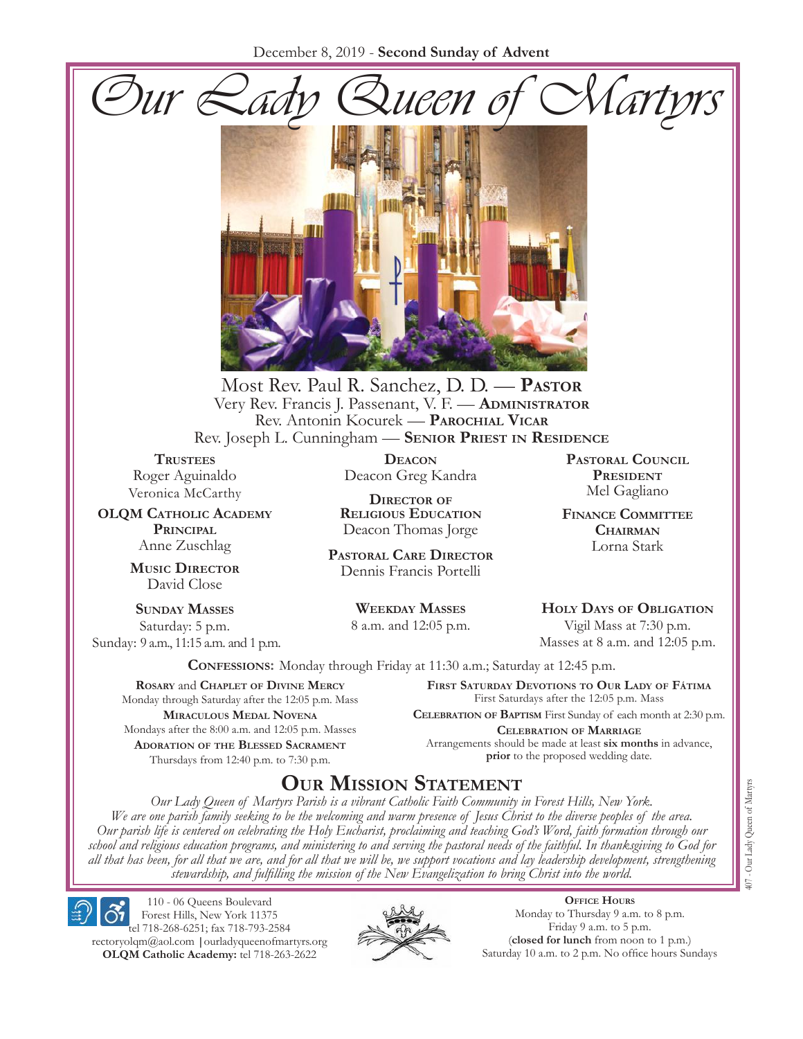December 8, 2019 - **Second Sunday of Advent**

# Our Lady Queen of Martyrs

Most Rev. Paul R. Sanchez, D. D. — **Pastor**
Very Rev. Francis J. Passenant, V. F. — **Administrator**
Rev. Antonin Kocurek — **Parochial Vicar**
Rev. Joseph L. Cunningham — **Senior Priest in Residence**

**Trustees**
Roger Aguinaldo
Veronica McCarthy

**OLQM Catholic Academy Principal**
Anne Zuschlag

**Music Director**
David Close

**Deacon**
Deacon Greg Kandra

**Director of Religious Education**
Deacon Thomas Jorge

**Pastoral Care Director**
Dennis Francis Portelli

**Pastoral Council President**
Mel Gagliano

**Finance Committee Chairman**
Lorna Stark

**Sunday Masses**
Saturday: 5 p.m.
Sunday: 9 a.m., 11:15 a.m. and 1 p.m.

**Weekday Masses**
8 a.m. and 12:05 p.m.

**Holy Days of Obligation**
Vigil Mass at 7:30 p.m.
Masses at 8 a.m. and 12:05 p.m.

**Confessions:** Monday through Friday at 11:30 a.m.; Saturday at 12:45 p.m.

**Rosary** and **Chaplet of Divine Mercy**
Monday through Saturday after the 12:05 p.m. Mass

**Miraculous Medal Novena**
Mondays after the 8:00 a.m. and 12:05 p.m. Masses

**Adoration of the Blessed Sacrament**
Thursdays from 12:40 p.m. to 7:30 p.m.

**First Saturday Devotions to Our Lady of Fátima**
First Saturdays after the 12:05 p.m. Mass

**Celebration of Baptism** First Sunday of each month at 2:30 p.m.

**Celebration of Marriage**
Arrangements should be made at least **six months** in advance, **prior** to the proposed wedding date.

## Our Mission Statement

*Our Lady Queen of Martyrs Parish is a vibrant Catholic Faith Community in Forest Hills, New York. We are one parish family seeking to be the welcoming and warm presence of Jesus Christ to the diverse peoples of the area. Our parish life is centered on celebrating the Holy Eucharist, proclaiming and teaching God's Word, faith formation through our school and religious education programs, and ministering to and serving the pastoral needs of the faithful. In thanksgiving to God for all that has been, for all that we are, and for all that we will be, we support vocations and lay leadership development, strengthening stewardship, and fulfilling the mission of the New Evangelization to bring Christ into the world.*

110 - 06 Queens Boulevard
Forest Hills, New York 11375
tel 718-268-6251; fax 718-793-2584
rectoryolqm@aol.com | ourladyqueenofmartyrs.org
**OLQM Catholic Academy:** tel 718-263-2622

**Office Hours**
Monday to Thursday 9 a.m. to 8 p.m.
Friday 9 a.m. to 5 p.m.
(**closed for lunch** from noon to 1 p.m.)
Saturday 10 a.m. to 2 p.m. No office hours Sundays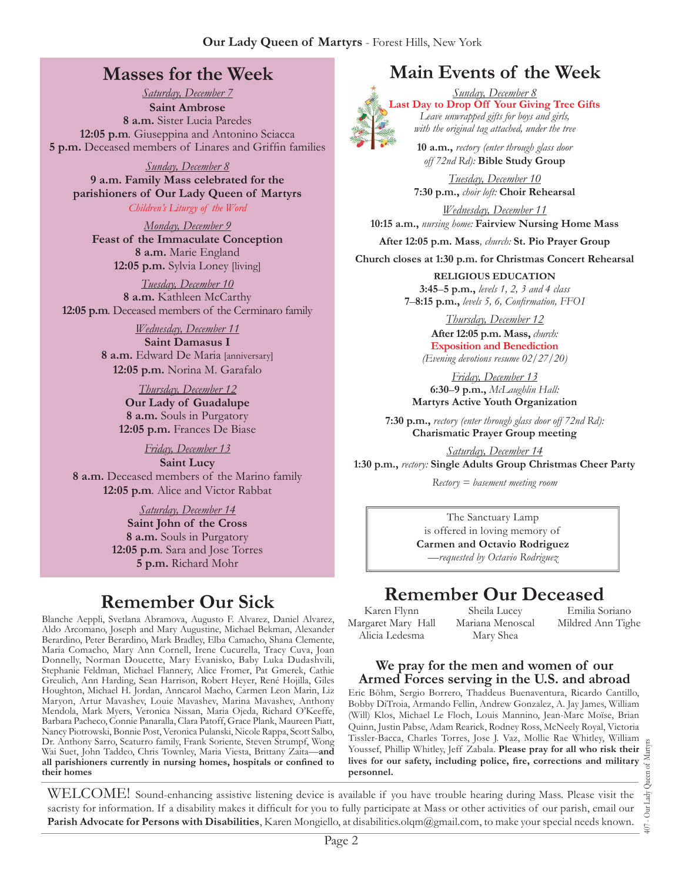## Masses for the Week

*Saturday, December 7*
**Saint Ambrose**
**8 a.m.** Sister Lucia Paredes
**12:05 p.m**. Giuseppina and Antonino Sciacca
**5 p.m.** Deceased members of Linares and Griffin families

*Sunday, December 8*
**9 a.m. Family Mass celebrated for the parishioners of Our Lady Queen of Martyrs**
*Children's Liturgy of the Word*

*Monday, December 9*
**Feast of the Immaculate Conception**
**8 a.m.** Marie England
**12:05 p.m.** Sylvia Loney [living]

*Tuesday, December 10*
**8 a.m.** Kathleen McCarthy
**12:05 p.m**. Deceased members of the Cerminaro family

*Wednesday, December 11*
**Saint Damasus I**
**8 a.m.** Edward De Maria [anniversary]
**12:05 p.m.** Norina M. Garafalo

*Thursday, December 12*
**Our Lady of Guadalupe**
**8 a.m.** Souls in Purgatory
**12:05 p.m.** Frances De Biase

*Friday, December 13*
**Saint Lucy**
**8 a.m.** Deceased members of the Marino family
**12:05 p.m**. Alice and Victor Rabbat

*Saturday, December 14*
**Saint John of the Cross**
**8 a.m.** Souls in Purgatory
**12:05 p.m**. Sara and Jose Torres
**5 p.m.** Richard Mohr

## Remember Our Sick

Blanche Aeppli, Svetlana Abramova, Augusto F. Alvarez, Daniel Alvarez, Aldo Arcomano, Joseph and Mary Augustine, Michael Bekman, Alexander Berardino, Peter Berardino, Mark Bradley, Elba Camacho, Shana Clemente, Maria Comacho, Mary Ann Cornell, Irene Cucurella, Tracy Cuva, Joan Donnelly, Norman Doucette, Mary Evanisko, Baby Luka Dudashvili, Stephanie Feldman, Michael Flannery, Alice Fromer, Pat Gmerek, Cathie Greulich, Ann Harding, Sean Harrison, Robert Heyer, René Hojilla, Giles Houghton, Michael H. Jordan, Anncarol Macho, Carmen Leon Marin, Liz Maryon, Artur Mavashev, Louie Mavashev, Marina Mavashev, Anthony Mendola, Mark Myers, Veronica Nissan, Maria Ojeda, Richard O'Keeffe, Barbara Pacheco, Connie Panaralla, Clara Patoff, Grace Plank, Maureen Piatt, Nancy Piotrowski, Bonnie Post, Veronica Pulanski, Nicole Rappa, Scott Salbo, Dr. Anthony Sarro, Scaturro family, Frank Soriente, Steven Strumpf, Wong Wai Suet, John Taddeo, Chris Townley, Maria Viesta, Brittany Zaita—**and all parishioners currently in nursing homes, hospitals or confined to their homes**

## Main Events of the Week

*Sunday, December 8*
**Last Day to Drop Off Your Giving Tree Gifts**
*Leave unwrapped gifts for boys and girls, with the original tag attached, under the tree*

**10 a.m.,** *rectory (enter through glass door off 72nd Rd):* **Bible Study Group**

*Tuesday, December 10*
**7:30 p.m.,** *choir loft:* **Choir Rehearsal**

*Wednesday, December 11*
**10:15 a.m.,** *nursing home:* **Fairview Nursing Home Mass**

**After 12:05 p.m. Mass***, church:* **St. Pio Prayer Group**

**Church closes at 1:30 p.m. for Christmas Concert Rehearsal**

**RELIGIOUS EDUCATION**
**3:45–5 p.m.,** *levels 1, 2, 3 and 4 class*
**7–8:15 p.m.,** *levels 5, 6, Confirmation, FFOI*

*Thursday, December 12*
**After 12:05 p.m. Mass,** *church:*
**Exposition and Benediction**
*(Evening devotions resume 02/27/20)*

*Friday, December 13*
**6:30–9 p.m.,** *McLaughlin Hall:*
**Martyrs Active Youth Organization**

**7:30 p.m.,** *rectory (enter through glass door off 72nd Rd):* **Charismatic Prayer Group meeting**

*Saturday, December 14*
**1:30 p.m.,** *rectory:* **Single Adults Group Christmas Cheer Party**

*Rectory = basement meeting room*

The Sanctuary Lamp
is offered in loving memory of
**Carmen and Octavio Rodriguez**
*—requested by Octavio Rodriguez*

## Remember Our Deceased

Karen Flynn, Margaret Mary Hall, Alicia Ledesma, Sheila Lucey, Mariana Menoscal, Mary Shea, Emilia Soriano, Mildred Ann Tighe

### We pray for the men and women of our Armed Forces serving in the U.S. and abroad

Eric Böhm, Sergio Borrero, Thaddeus Buenaventura, Ricardo Cantillo, Bobby DiTroia, Armando Fellin, Andrew Gonzalez, A. Jay James, William (Will) Klos, Michael Le Floch, Louis Mannino, Jean-Marc Moïse, Brian Quinn, Justin Pabse, Adam Rearick, Rodney Ross, McNeely Royal, Victoria Tissler-Bacca, Charles Torres, Jose J. Vaz, Mollie Rae Whitley, William Youssef, Phillip Whitley, Jeff Zabala. **Please pray for all who risk their lives for our safety, including police, fire, corrections and military personnel.**

WELCOME! Sound-enhancing assistive listening device is available if you have trouble hearing during Mass. Please visit the sacristy for information. If a disability makes it difficult for you to fully participate at Mass or other activities of our parish, email our **Parish Advocate for Persons with Disabilities**, Karen Mongiello, at disabilities.olqm@gmail.com, to make your special needs known.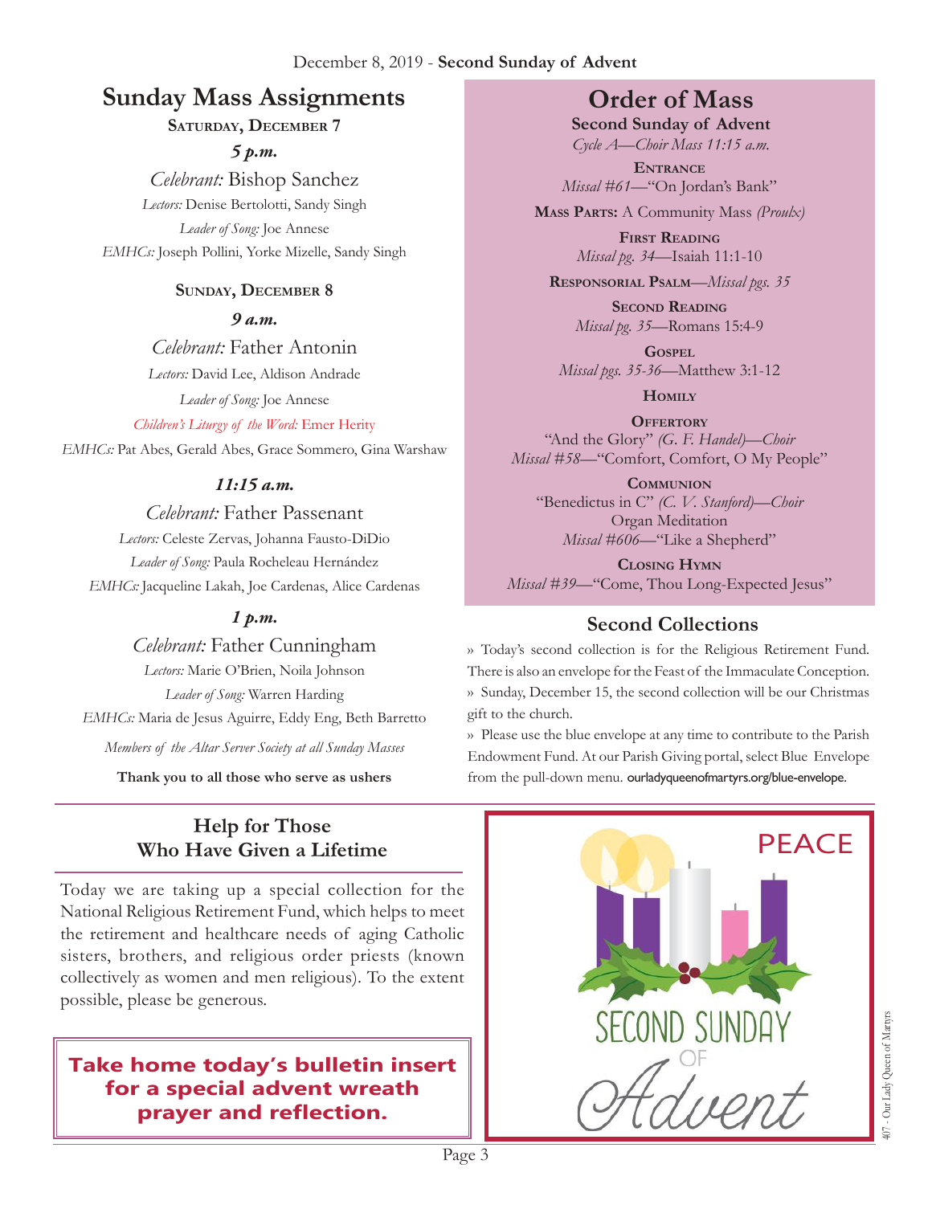December 8, 2019 - **Second Sunday of Advent**

## Sunday Mass Assignments

**Saturday, December 7**

***5 p.m.***

*Celebrant:* Bishop Sanchez

*Lectors:* Denise Bertolotti, Sandy Singh

*Leader of Song:* Joe Annese

*EMHCs:* Joseph Pollini, Yorke Mizelle, Sandy Singh

**Sunday, December 8**

***9 a.m.***

*Celebrant:* Father Antonin

*Lectors:* David Lee, Aldison Andrade

*Leader of Song:* Joe Annese

*Children's Liturgy of the Word:* Emer Herity

*EMHCs:* Pat Abes, Gerald Abes, Grace Sommero, Gina Warshaw

***11:15 a.m.***

*Celebrant:* Father Passenant

*Lectors:* Celeste Zervas, Johanna Fausto-DiDio

*Leader of Song:* Paula Rocheleau Hernández

*EMHCs:* Jacqueline Lakah, Joe Cardenas, Alice Cardenas

***1 p.m.***

*Celebrant:* Father Cunningham

*Lectors:* Marie O'Brien, Noila Johnson

*Leader of Song:* Warren Harding

*EMHCs:* Maria de Jesus Aguirre, Eddy Eng, Beth Barretto

*Members of the Altar Server Society at all Sunday Masses*

**Thank you to all those who serve as ushers**

## Order of Mass

**Second Sunday of Advent**

*Cycle A—Choir Mass 11:15 a.m.*

**Entrance**
*Missal #61*—"On Jordan's Bank"

**Mass Parts:** A Community Mass *(Proulx)*

**First Reading**
*Missal pg. 34*—Isaiah 11:1-10

**Responsorial Psalm**—*Missal pgs. 35*

**Second Reading**
*Missal pg. 35*—Romans 15:4-9

**Gospel**
*Missal pgs. 35-36*—Matthew 3:1-12

**Homily**

**Offertory**
"And the Glory" *(G. F. Handel)—Choir*
*Missal #58*—"Comfort, Comfort, O My People"

**Communion**
"Benedictus in C" *(C. V. Stanford)—Choir*
Organ Meditation
*Missal #606*—"Like a Shepherd"

**Closing Hymn**
*Missal #39*—"Come, Thou Long-Expected Jesus"

## Second Collections

» Today's second collection is for the Religious Retirement Fund. There is also an envelope for the Feast of the Immaculate Conception.

» Sunday, December 15, the second collection will be our Christmas gift to the church.

» Please use the blue envelope at any time to contribute to the Parish Endowment Fund. At our Parish Giving portal, select Blue Envelope from the pull-down menu. ourladyqueenofmartyrs.org/blue-envelope.

## Help for Those Who Have Given a Lifetime

Today we are taking up a special collection for the National Religious Retirement Fund, which helps to meet the retirement and healthcare needs of aging Catholic sisters, brothers, and religious order priests (known collectively as women and men religious). To the extent possible, please be generous.

**Take home today's bulletin insert for a special advent wreath prayer and reflection.**

PEACE

SECOND SUNDAY OF Advent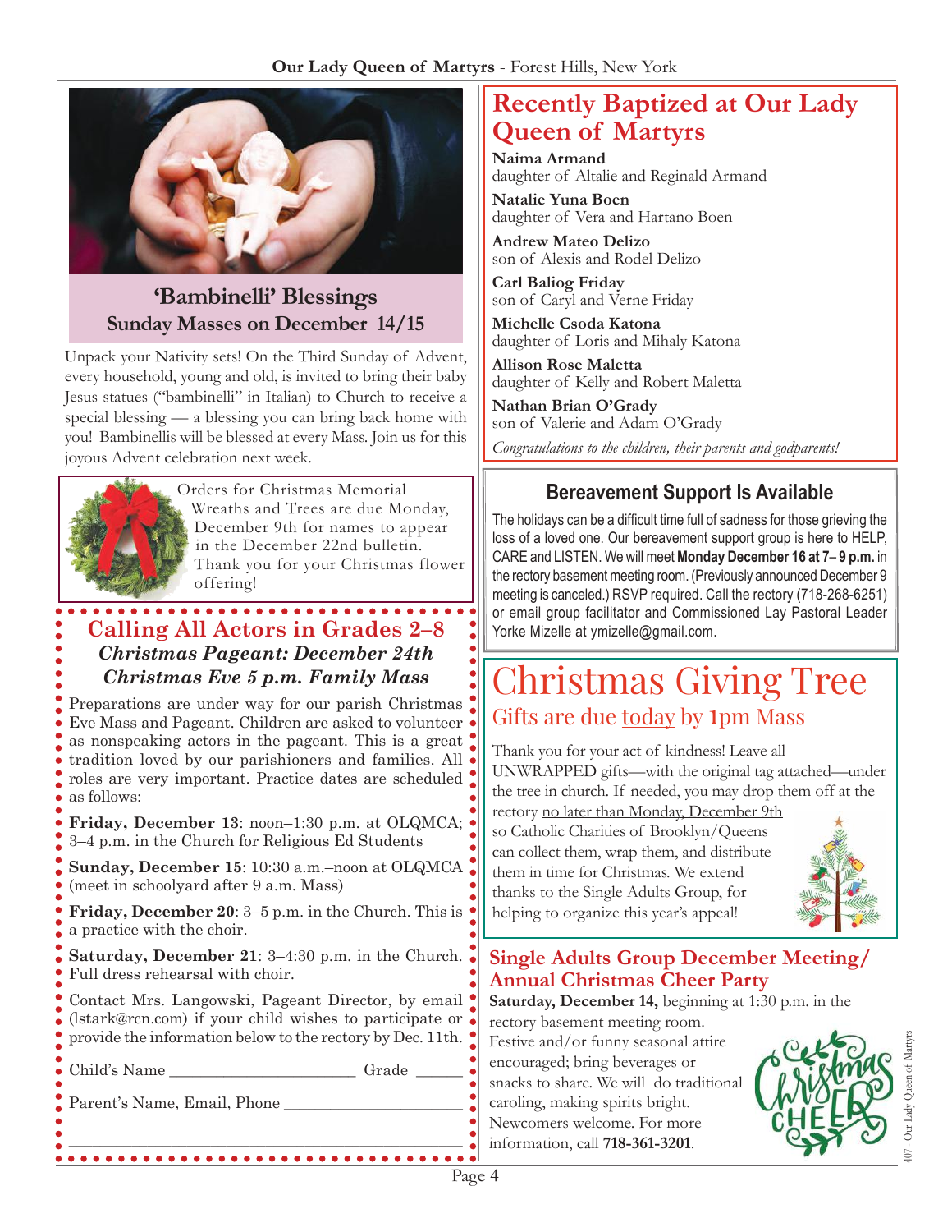## 'Bambinelli' Blessings

### Sunday Masses on December 14/15

Unpack your Nativity sets! On the Third Sunday of Advent, every household, young and old, is invited to bring their baby Jesus statues ("bambinelli" in Italian) to Church to receive a special blessing — a blessing you can bring back home with you! Bambinellis will be blessed at every Mass. Join us for this joyous Advent celebration next week.

Orders for Christmas Memorial Wreaths and Trees are due Monday, December 9th for names to appear in the December 22nd bulletin. Thank you for your Christmas flower offering!

## Calling All Actors in Grades 2–8

***Christmas Pageant: December 24th***
***Christmas Eve 5 p.m. Family Mass***

Preparations are under way for our parish Christmas Eve Mass and Pageant. Children are asked to volunteer as nonspeaking actors in the pageant. This is a great tradition loved by our parishioners and families. All roles are very important. Practice dates are scheduled as follows:

**Friday, December 13**: noon–1:30 p.m. at OLQMCA; 3–4 p.m. in the Church for Religious Ed Students

**Sunday, December 15**: 10:30 a.m.–noon at OLQMCA (meet in schoolyard after 9 a.m. Mass)

**Friday, December 20**: 3–5 p.m. in the Church. This is a practice with the choir.

**Saturday, December 21**: 3–4:30 p.m. in the Church. Full dress rehearsal with choir.

Contact Mrs. Langowski, Pageant Director, by email (lstark@rcn.com) if your child wishes to participate or provide the information below to the rectory by Dec. 11th.

Child's Name ______________________ Grade ______

Parent's Name, Email, Phone ______________________

______________________________________________

## Recently Baptized at Our Lady Queen of Martyrs

**Naima Armand**
daughter of Altalie and Reginald Armand

**Natalie Yuna Boen**
daughter of Vera and Hartano Boen

**Andrew Mateo Delizo**
son of Alexis and Rodel Delizo

**Carl Baliog Friday**
son of Caryl and Verne Friday

**Michelle Csoda Katona**
daughter of Loris and Mihaly Katona

**Allison Rose Maletta**
daughter of Kelly and Robert Maletta

**Nathan Brian O'Grady**
son of Valerie and Adam O'Grady

*Congratulations to the children, their parents and godparents!*

## Bereavement Support Is Available

The holidays can be a difficult time full of sadness for those grieving the loss of a loved one. Our bereavement support group is here to HELP, CARE and LISTEN. We will meet **Monday December 16 at 7– 9 p.m.** in the rectory basement meeting room. (Previously announced December 9 meeting is canceled.) RSVP required. Call the rectory (718-268-6251) or email group facilitator and Commissioned Lay Pastoral Leader Yorke Mizelle at ymizelle@gmail.com.

## Christmas Giving Tree

### Gifts are due today by 1pm Mass

Thank you for your act of kindness! Leave all UNWRAPPED gifts—with the original tag attached—under the tree in church. If needed, you may drop them off at the rectory no later than Monday, December 9th so Catholic Charities of Brooklyn/Queens can collect them, wrap them, and distribute them in time for Christmas. We extend thanks to the Single Adults Group, for helping to organize this year's appeal!

## Single Adults Group December Meeting/ Annual Christmas Cheer Party

**Saturday, December 14,** beginning at 1:30 p.m. in the rectory basement meeting room. Festive and/or funny seasonal attire encouraged; bring beverages or snacks to share. We will do traditional caroling, making spirits bright. Newcomers welcome. For more information, call **718-361-3201**.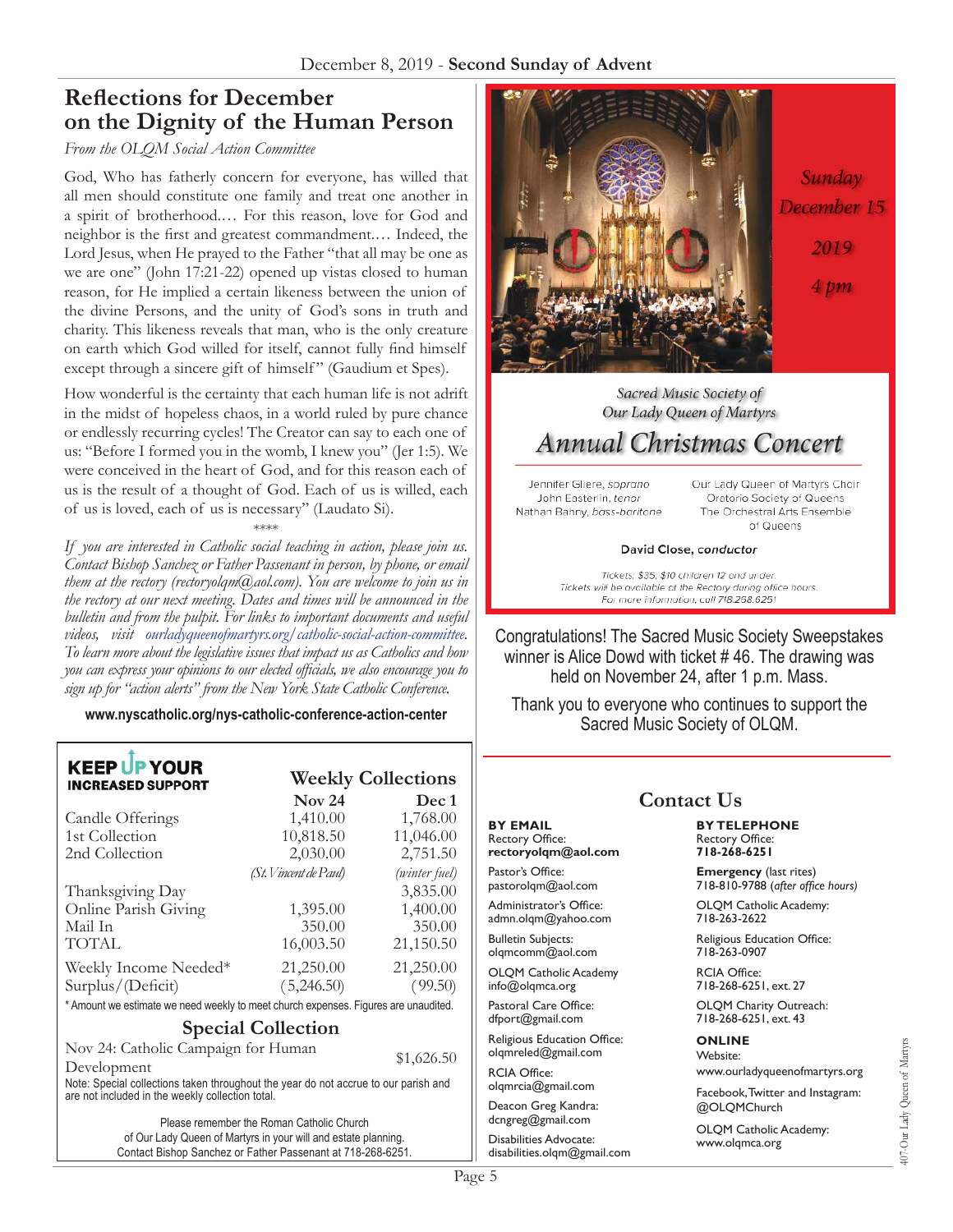## Reflections for December on the Dignity of the Human Person

*From the OLQM Social Action Committee*

God, Who has fatherly concern for everyone, has willed that all men should constitute one family and treat one another in a spirit of brotherhood.… For this reason, love for God and neighbor is the first and greatest commandment.… Indeed, the Lord Jesus, when He prayed to the Father "that all may be one as we are one" (John 17:21-22) opened up vistas closed to human reason, for He implied a certain likeness between the union of the divine Persons, and the unity of God's sons in truth and charity. This likeness reveals that man, who is the only creature on earth which God willed for itself, cannot fully find himself except through a sincere gift of himself" (Gaudium et Spes).

How wonderful is the certainty that each human life is not adrift in the midst of hopeless chaos, in a world ruled by pure chance or endlessly recurring cycles! The Creator can say to each one of us: "Before I formed you in the womb, I knew you" (Jer 1:5). We were conceived in the heart of God, and for this reason each of us is the result of a thought of God. Each of us is willed, each of us is loved, each of us is necessary" (Laudato Si).

\*\*\*\*

*If you are interested in Catholic social teaching in action, please join us. Contact Bishop Sanchez or Father Passenant in person, by phone, or email them at the rectory (rectoryolqm@aol.com). You are welcome to join us in the rectory at our next meeting. Dates and times will be announced in the bulletin and from the pulpit. For links to important documents and useful videos, visit ourladyqueenofmartyrs.org/catholic-social-action-committee. To learn more about the legislative issues that impact us as Catholics and how you can express your opinions to our elected officials, we also encourage you to sign up for "action alerts" from the New York State Catholic Conference.*

**www.nyscatholic.org/nys-catholic-conference-action-center**

*Sunday December 15 2019 4 pm*

*Sacred Music Society of Our Lady Queen of Martyrs*

## *Annual Christmas Concert*

Jennifer Gliere, *soprano*
John Easterlin, *tenor*
Nathan Bahny, *bass-baritone*

Our Lady Queen of Martyrs Choir
Oratorio Society of Queens
The Orchestral Arts Ensemble of Queens

**David Close, *conductor***

*Tickets: $35, $10 children 12 and under.*
*Tickets will be available at the Rectory during office hours.*
*For more information, call 718.268.6251*

Congratulations! The Sacred Music Society Sweepstakes winner is Alice Dowd with ticket # 46. The drawing was held on November 24, after 1 p.m. Mass.

Thank you to everyone who continues to support the Sacred Music Society of OLQM.

**KEEP UP YOUR INCREASED SUPPORT**

## Weekly Collections

| | Nov 24 | Dec 1 |
|---|---|---|
| Candle Offerings | 1,410.00 | 1,768.00 |
| 1st Collection | 10,818.50 | 11,046.00 |
| 2nd Collection | 2,030.00 | 2,751.50 |
| | *(St. Vincent de Paul)* | *(winter fuel)* |
| Thanksgiving Day | | 3,835.00 |
| Online Parish Giving | 1,395.00 | 1,400.00 |
| Mail In | 350.00 | 350.00 |
| TOTAL | 16,003.50 | 21,150.50 |
| Weekly Income Needed* | 21,250.00 | 21,250.00 |
| Surplus/(Deficit) | (5,246.50) | (99.50) |

\* Amount we estimate we need weekly to meet church expenses. Figures are unaudited.

### Special Collection

Nov 24: Catholic Campaign for Human Development — $1,626.50

Note: Special collections taken throughout the year do not accrue to our parish and are not included in the weekly collection total.

Please remember the Roman Catholic Church of Our Lady Queen of Martyrs in your will and estate planning. Contact Bishop Sanchez or Father Passenant at 718-268-6251.

## Contact Us

**BY EMAIL**

Rectory Office:
**rectoryolqm@aol.com**

Pastor's Office:
pastorolqm@aol.com

Administrator's Office:
admn.olqm@yahoo.com

Bulletin Subjects:
olqmcomm@aol.com

OLQM Catholic Academy
info@olqmca.org

Pastoral Care Office:
dfport@gmail.com

Religious Education Office:
olqmreled@gmail.com

RCIA Office:
olqmrcia@gmail.com

Deacon Greg Kandra:
dcngreg@gmail.com

Disabilities Advocate:
disabilities.olqm@gmail.com

**BY TELEPHONE**

Rectory Office:
**718-268-6251**

**Emergency** (last rites)
718-810-9788 (*after office hours)*

OLQM Catholic Academy:
718-263-2622

Religious Education Office:
718-263-0907

RCIA Office:
718-268-6251, ext. 27

OLQM Charity Outreach:
718-268-6251, ext. 43

**ONLINE**

Website:
www.ourladyqueenofmartyrs.org

Facebook, Twitter and Instagram:
@OLQMChurch

OLQM Catholic Academy:
www.olqmca.org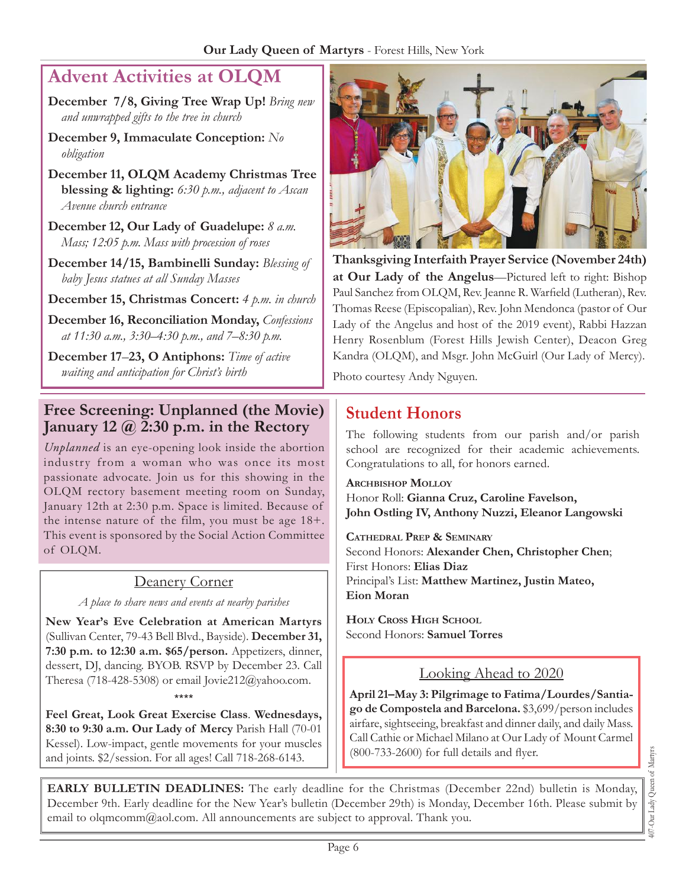## Advent Activities at OLQM

**December 7/8, Giving Tree Wrap Up!** *Bring new and unwrapped gifts to the tree in church*

**December 9, Immaculate Conception:** *No obligation*

**December 11, OLQM Academy Christmas Tree blessing & lighting:** *6:30 p.m., adjacent to Ascan Avenue church entrance*

**December 12, Our Lady of Guadelupe:** *8 a.m. Mass; 12:05 p.m. Mass with procession of roses*

**December 14/15, Bambinelli Sunday:** *Blessing of baby Jesus statues at all Sunday Masses*

**December 15, Christmas Concert:** *4 p.m. in church*

**December 16, Reconciliation Monday,** *Confessions at 11:30 a.m., 3:30–4:30 p.m., and 7–8:30 p.m.*

**December 17–23, O Antiphons:** *Time of active waiting and anticipation for Christ's birth*

**Thanksgiving Interfaith Prayer Service (November 24th) at Our Lady of the Angelus**—Pictured left to right: Bishop Paul Sanchez from OLQM, Rev. Jeanne R. Warfield (Lutheran), Rev. Thomas Reese (Episcopalian), Rev. John Mendonca (pastor of Our Lady of the Angelus and host of the 2019 event), Rabbi Hazzan Henry Rosenblum (Forest Hills Jewish Center), Deacon Greg Kandra (OLQM), and Msgr. John McGuirl (Our Lady of Mercy).

Photo courtesy Andy Nguyen.

## Free Screening: Unplanned (the Movie) January 12 @ 2:30 p.m. in the Rectory

*Unplanned* is an eye-opening look inside the abortion industry from a woman who was once its most passionate advocate. Join us for this showing in the OLQM rectory basement meeting room on Sunday, January 12th at 2:30 p.m. Space is limited. Because of the intense nature of the film, you must be age 18+. This event is sponsored by the Social Action Committee of OLQM.

### Deanery Corner

*A place to share news and events at nearby parishes*

**New Year's Eve Celebration at American Martyrs** (Sullivan Center, 79-43 Bell Blvd., Bayside). **December 31, 7:30 p.m. to 12:30 a.m. $65/person.** Appetizers, dinner, dessert, DJ, dancing. BYOB. RSVP by December 23. Call Theresa (718-428-5308) or email Jovie212@yahoo.com.

\*\*\*\*

**Feel Great, Look Great Exercise Class**. **Wednesdays, 8:30 to 9:30 a.m. Our Lady of Mercy** Parish Hall (70-01 Kessel). Low-impact, gentle movements for your muscles and joints. $2/session. For all ages! Call 718-268-6143.

## Student Honors

The following students from our parish and/or parish school are recognized for their academic achievements. Congratulations to all, for honors earned.

**Archbishop Molloy**
Honor Roll: **Gianna Cruz, Caroline Favelson, John Ostling IV, Anthony Nuzzi, Eleanor Langowski**

**Cathedral Prep & Seminary**
Second Honors: **Alexander Chen, Christopher Chen**;
First Honors: **Elias Diaz**
Principal's List: **Matthew Martinez, Justin Mateo, Eion Moran**

**Holy Cross High School**
Second Honors: **Samuel Torres**

### Looking Ahead to 2020

**April 21–May 3: Pilgrimage to Fatima/Lourdes/Santiago de Compostela and Barcelona.** $3,699/person includes airfare, sightseeing, breakfast and dinner daily, and daily Mass. Call Cathie or Michael Milano at Our Lady of Mount Carmel (800-733-2600) for full details and flyer.

**EARLY BULLETIN DEADLINES:** The early deadline for the Christmas (December 22nd) bulletin is Monday, December 9th. Early deadline for the New Year's bulletin (December 29th) is Monday, December 16th. Please submit by email to olqmcomm@aol.com. All announcements are subject to approval. Thank you.